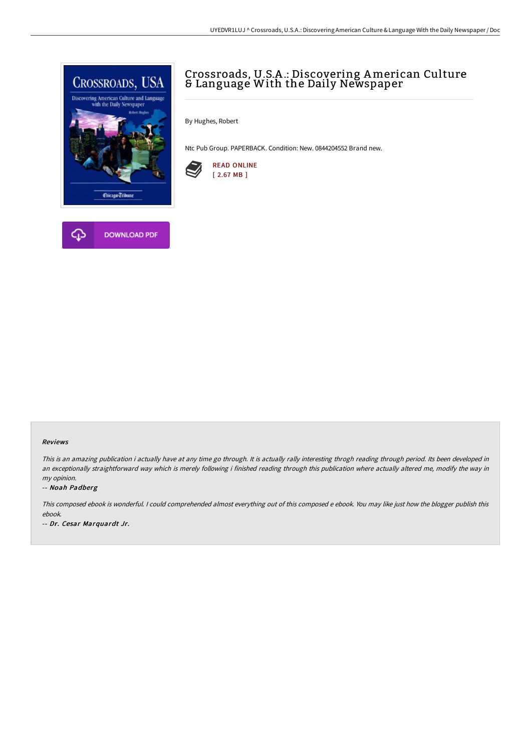# Crossroads, U.S.A.: Discovering American Culture & Language With the Daily Newspaper

By Hughes, Robert

Ntc Pub Group. PAPERBACK. Condition: New. 0844204552 Brand new.

READ ONLINE
[ 2.67 MB ]

DOWNLOAD PDF

### Reviews

*This is an amazing publication i actually have at any time go through. It is actually rally interesting throgh reading through period. Its been developed in an exceptionally straightforward way which is merely following i finished reading through this publication where actually altered me, modify the way in my opinion.*

*-- Noah Padberg*

*This composed ebook is wonderful. I could comprehended almost everything out of this composed e ebook. You may like just how the blogger publish this ebook.*

*-- Dr. Cesar Marquardt Jr.*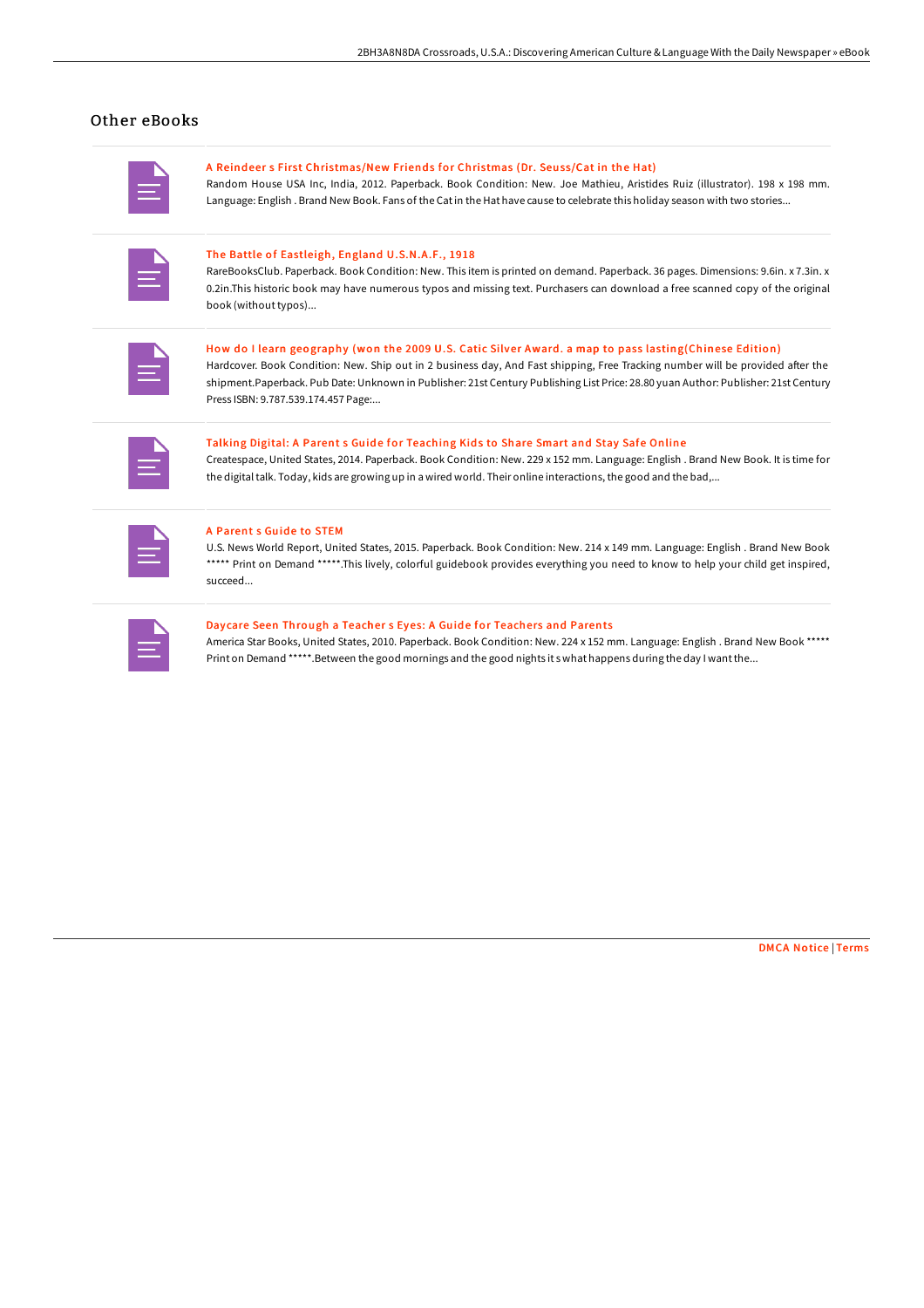## Other eBooks

### A Reindeer s First Christmas/New Friends for Christmas (Dr. Seuss/Cat in the Hat)

Random House USA Inc, India, 2012. Paperback. Book Condition: New. Joe Mathieu, Aristides Ruiz (illustrator). 198 x 198 mm. Language: English . Brand New Book. Fans of the Cat in the Hat have cause to celebrate this holiday season with two stories...

### The Battle of Eastleigh, England U.S.N.A.F., 1918

RareBooksClub. Paperback. Book Condition: New. This item is printed on demand. Paperback. 36 pages. Dimensions: 9.6in. x 7.3in. x 0.2in.This historic book may have numerous typos and missing text. Purchasers can download a free scanned copy of the original book (without typos)...

### How do I learn geography (won the 2009 U.S. Catic Silver Award. a map to pass lasting(Chinese Edition)

Hardcover. Book Condition: New. Ship out in 2 business day, And Fast shipping, Free Tracking number will be provided after the shipment.Paperback. Pub Date: Unknown in Publisher: 21st Century Publishing List Price: 28.80 yuan Author: Publisher: 21st Century Press ISBN: 9.787.539.174.457 Page:...

### Talking Digital: A Parent s Guide for Teaching Kids to Share Smart and Stay Safe Online

Createspace, United States, 2014. Paperback. Book Condition: New. 229 x 152 mm. Language: English . Brand New Book. It is time for the digital talk. Today, kids are growing up in a wired world. Their online interactions, the good and the bad,...

### A Parent s Guide to STEM

U.S. News World Report, United States, 2015. Paperback. Book Condition: New. 214 x 149 mm. Language: English . Brand New Book ***** Print on Demand *****.This lively, colorful guidebook provides everything you need to know to help your child get inspired, succeed...

### Daycare Seen Through a Teacher s Eyes: A Guide for Teachers and Parents

America Star Books, United States, 2010. Paperback. Book Condition: New. 224 x 152 mm. Language: English . Brand New Book ***** Print on Demand *****.Between the good mornings and the good nights it s what happens during the day I want the...

DMCA Notice | Terms